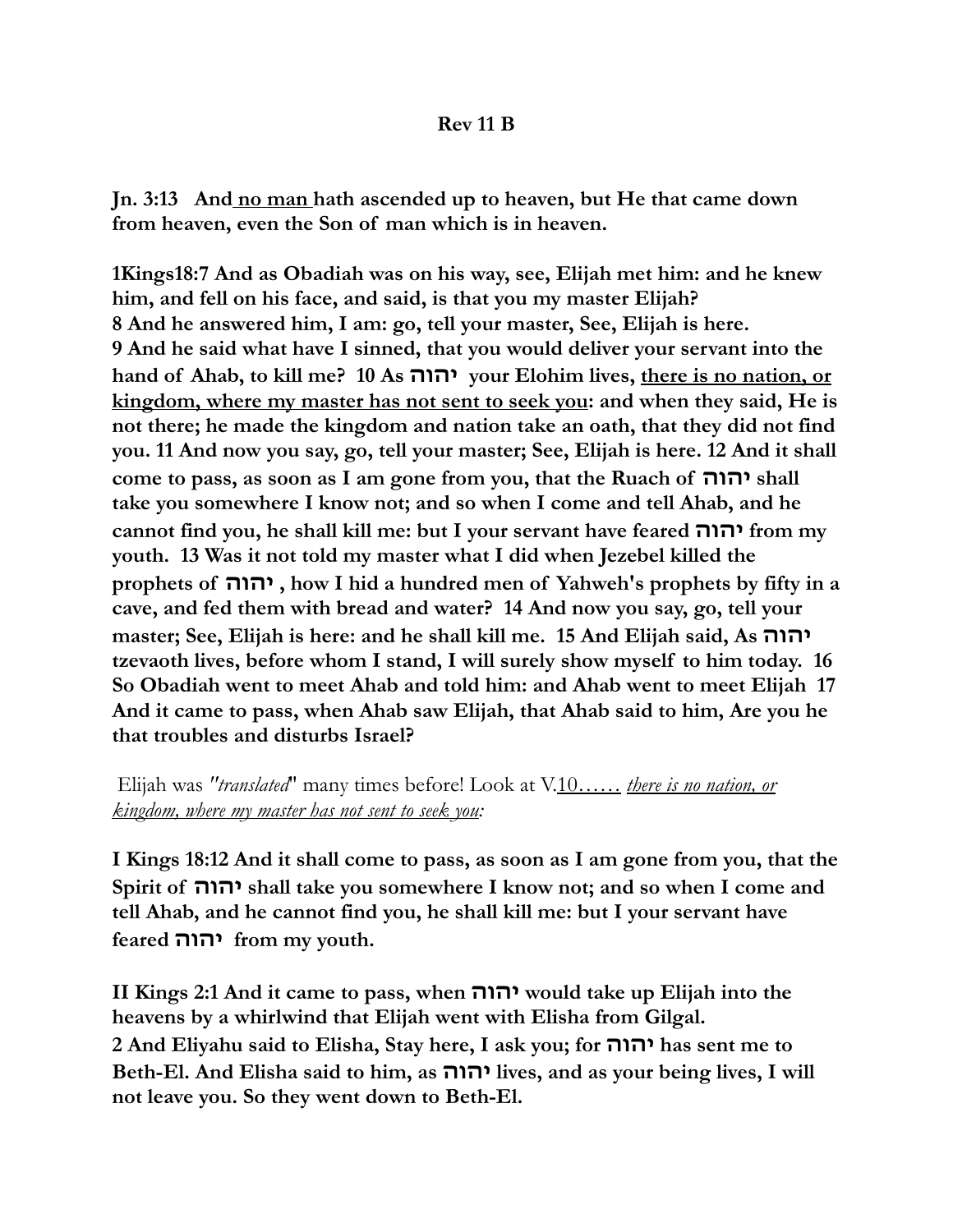**Rev 11 B**

**Jn. 3:13 And <u>no man</u> hath ascended up to heaven, but He that came down from heaven, even the Son of man which is in heaven.**

**1Kings18:7 And as Obadiah was on his way, see, Elijah met him: and he knew him, and fell on his face, and said, is that you my master Elijah?**
**8 And he answered him, I am: go, tell your master, See, Elijah is here.**
**9 And he said what have I sinned, that you would deliver your servant into the hand of Ahab, to kill me? 10 As יהוה your Elohim lives, <u>there is no nation, or kingdom, where my master has not sent to seek you</u>: and when they said, He is not there; he made the kingdom and nation take an oath, that they did not find you. 11 And now you say, go, tell your master; See, Elijah is here. 12 And it shall come to pass, as soon as I am gone from you, that the Ruach of יהוה shall take you somewhere I know not; and so when I come and tell Ahab, and he cannot find you, he shall kill me: but I your servant have feared יהוה from my youth. 13 Was it not told my master what I did when Jezebel killed the prophets of יהוה , how I hid a hundred men of Yahweh's prophets by fifty in a cave, and fed them with bread and water? 14 And now you say, go, tell your master; See, Elijah is here: and he shall kill me. 15 And Elijah said, As יהוה tzevaoth lives, before whom I stand, I will surely show myself to him today. 16 So Obadiah went to meet Ahab and told him: and Ahab went to meet Elijah 17 And it came to pass, when Ahab saw Elijah, that Ahab said to him, Are you he that troubles and disturbs Israel?**

Elijah was *"translated"* many times before! Look at V.<u>10……</u> *<u>there is no nation, or kingdom, where my master has not sent to seek you</u>:*

**I Kings 18:12 And it shall come to pass, as soon as I am gone from you, that the Spirit of יהוה shall take you somewhere I know not; and so when I come and tell Ahab, and he cannot find you, he shall kill me: but I your servant have feared יהוה from my youth.**

**II Kings 2:1 And it came to pass, when יהוה would take up Elijah into the heavens by a whirlwind that Elijah went with Elisha from Gilgal.**
**2 And Eliyahu said to Elisha, Stay here, I ask you; for יהוה has sent me to Beth-El. And Elisha said to him, as יהוה lives, and as your being lives, I will not leave you. So they went down to Beth-El.**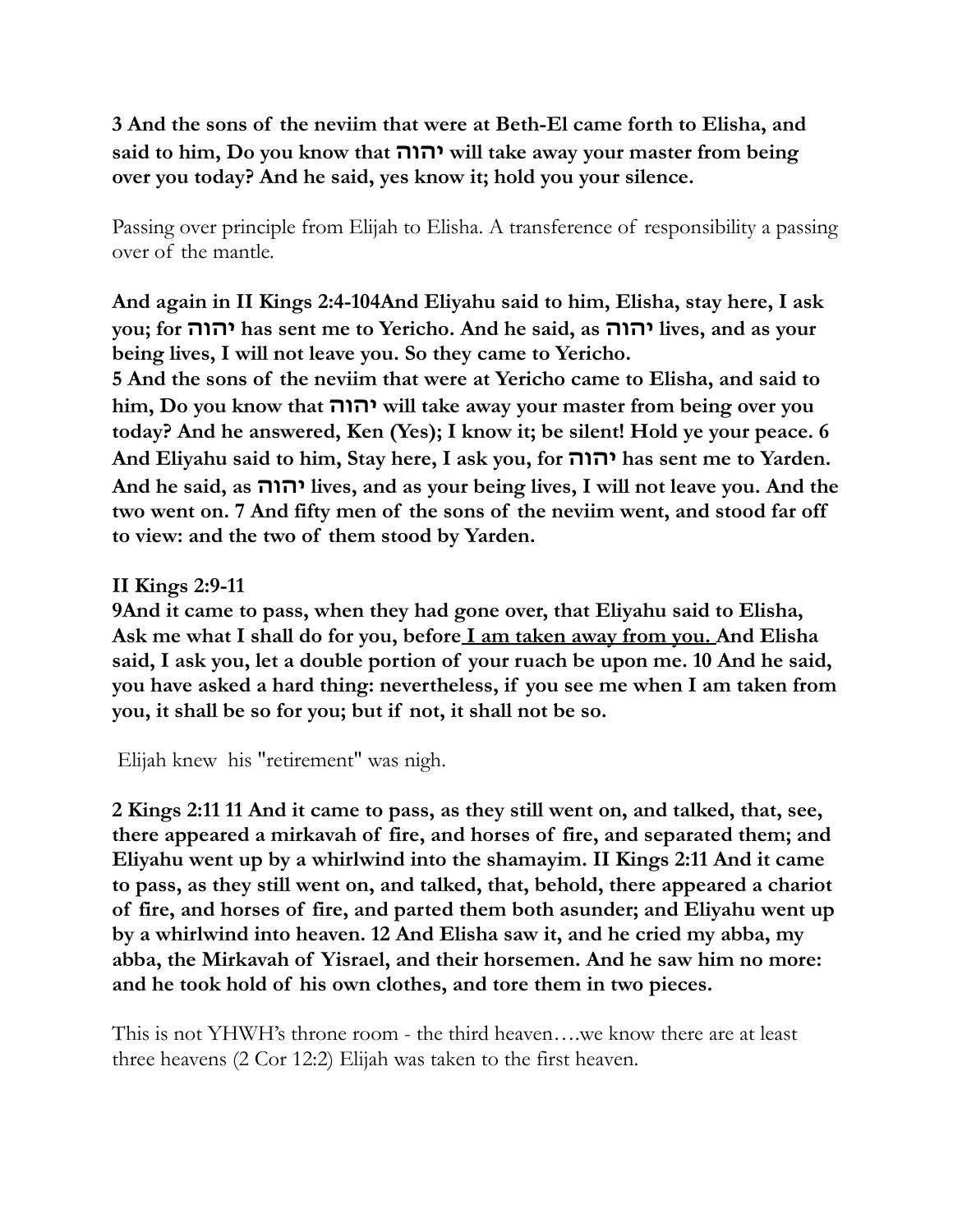**3 And the sons of the neviim that were at Beth-El came forth to Elisha, and said to him, Do you know that יהוה will take away your master from being over you today? And he said, yes know it; hold you your silence.**

Passing over principle from Elijah to Elisha. A transference of responsibility a passing over of the mantle.

**And again in II Kings 2:4-104And Eliyahu said to him, Elisha, stay here, I ask you; for יהוה has sent me to Yericho. And he said, as יהוה lives, and as your being lives, I will not leave you. So they came to Yericho.**
**5 And the sons of the neviim that were at Yericho came to Elisha, and said to him, Do you know that יהוה will take away your master from being over you today? And he answered, Ken (Yes); I know it; be silent! Hold ye your peace. 6 And Eliyahu said to him, Stay here, I ask you, for יהוה has sent me to Yarden. And he said, as יהוה lives, and as your being lives, I will not leave you. And the two went on. 7 And fifty men of the sons of the neviim went, and stood far off to view: and the two of them stood by Yarden.**

**II Kings 2:9-11**
**9And it came to pass, when they had gone over, that Eliyahu said to Elisha, Ask me what I shall do for you, before <u>I am taken away from you.</u> And Elisha said, I ask you, let a double portion of your ruach be upon me. 10 And he said, you have asked a hard thing: nevertheless, if you see me when I am taken from you, it shall be so for you; but if not, it shall not be so.**

Elijah knew his "retirement" was nigh.

**2 Kings 2:11 11 And it came to pass, as they still went on, and talked, that, see, there appeared a mirkavah of fire, and horses of fire, and separated them; and Eliyahu went up by a whirlwind into the shamayim. II Kings 2:11 And it came to pass, as they still went on, and talked, that, behold, there appeared a chariot of fire, and horses of fire, and parted them both asunder; and Eliyahu went up by a whirlwind into heaven. 12 And Elisha saw it, and he cried my abba, my abba, the Mirkavah of Yisrael, and their horsemen. And he saw him no more: and he took hold of his own clothes, and tore them in two pieces.**

This is not YHWH's throne room - the third heaven….we know there are at least three heavens (2 Cor 12:2) Elijah was taken to the first heaven.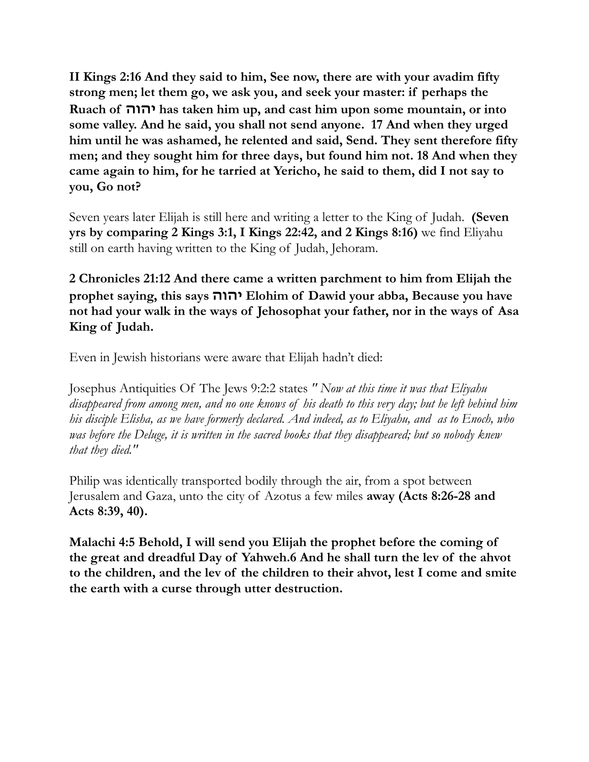**II Kings 2:16 And they said to him, See now, there are with your avadim fifty strong men; let them go, we ask you, and seek your master: if perhaps the Ruach of יהוה has taken him up, and cast him upon some mountain, or into some valley. And he said, you shall not send anyone. 17 And when they urged him until he was ashamed, he relented and said, Send. They sent therefore fifty men; and they sought him for three days, but found him not. 18 And when they came again to him, for he tarried at Yericho, he said to them, did I not say to you, Go not?**

Seven years later Elijah is still here and writing a letter to the King of Judah. **(Seven yrs by comparing 2 Kings 3:1, I Kings 22:42, and 2 Kings 8:16)** we find Eliyahu still on earth having written to the King of Judah, Jehoram.

**2 Chronicles 21:12 And there came a written parchment to him from Elijah the prophet saying, this says יהוה Elohim of Dawid your abba, Because you have not had your walk in the ways of Jehosophat your father, nor in the ways of Asa King of Judah.**

Even in Jewish historians were aware that Elijah hadn't died:

Josephus Antiquities Of The Jews 9:2:2 states *" Now at this time it was that Eliyahu disappeared from among men, and no one knows of his death to this very day; but he left behind him his disciple Elisha, as we have formerly declared. And indeed, as to Eliyahu, and as to Enoch, who was before the Deluge, it is written in the sacred books that they disappeared; but so nobody knew that they died."*

Philip was identically transported bodily through the air, from a spot between Jerusalem and Gaza, unto the city of Azotus a few miles **away (Acts 8:26-28 and Acts 8:39, 40).**

**Malachi 4:5 Behold, I will send you Elijah the prophet before the coming of the great and dreadful Day of Yahweh.6 And he shall turn the lev of the ahvot to the children, and the lev of the children to their ahvot, lest I come and smite the earth with a curse through utter destruction.**